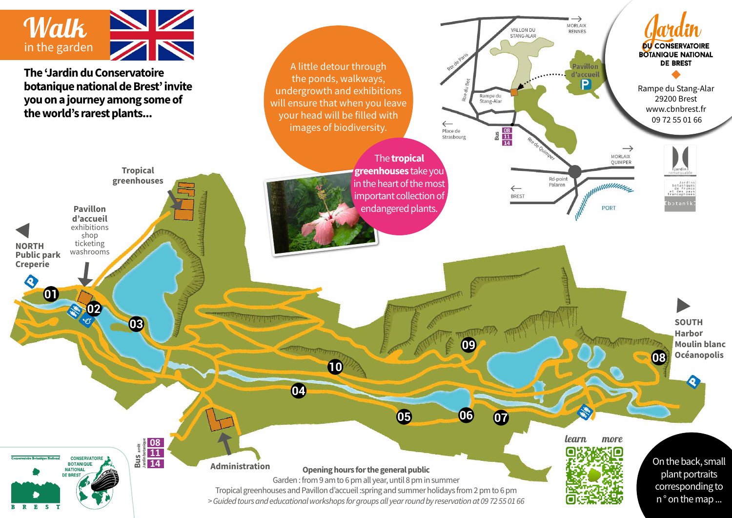# Walk in the garden

**The 'Jardin du Conservatoire botanique national de Brest' invite you on a journey among some of the world's rarest plants...**

A little detour through the ponds, walkways, undergrowth and exhibitions will ensure that when you leave your head will be filled with images of biodiversity.

The **tropical greenhouses** take you in the heart of the most important collection of endangered plants.

**Jardin du Conservatoire Botanique National de Brest**

Rampe du Stang-Alar
29200 Brest
www.cbnbrest.fr
09 72 55 01 66

**Tropical greenhouses**

**Pavillon d'accueil**
exhibitions
shop
ticketing
washrooms

**NORTH**
**Public park**
**Creperie**

**SOUTH**
**Harbor**
**Moulin blanc**
**Océanopolis**

**Administration**

Bus arrêt Jardin botanique 08 11 14

VALLON DU STANG-ALAR — MORLAIX RENNES — Rte de Paris — Rue du Bot — Rampe du Stang-Alar — Pavillon d'accueil — Place de Strasbourg — Bus 08 11 14 — Rte de Quimper — MORLAIX QUIMPER — Rd-point Palaren — BREST — PORT

01 02 03 04 05 06 07 08 09 10

**Opening hours for the general public**

Garden : from 9 am to 6 pm all year, until 8 pm in summer

Tropical greenhouses and Pavillon d'accueil :spring and summer holidays from 2 pm to 6 pm

*> Guided tours and educational workshops for groups all year round by reservation at 09 72 55 01 66*

learn more

On the back, small plant portraits corresponding to n° on the map ...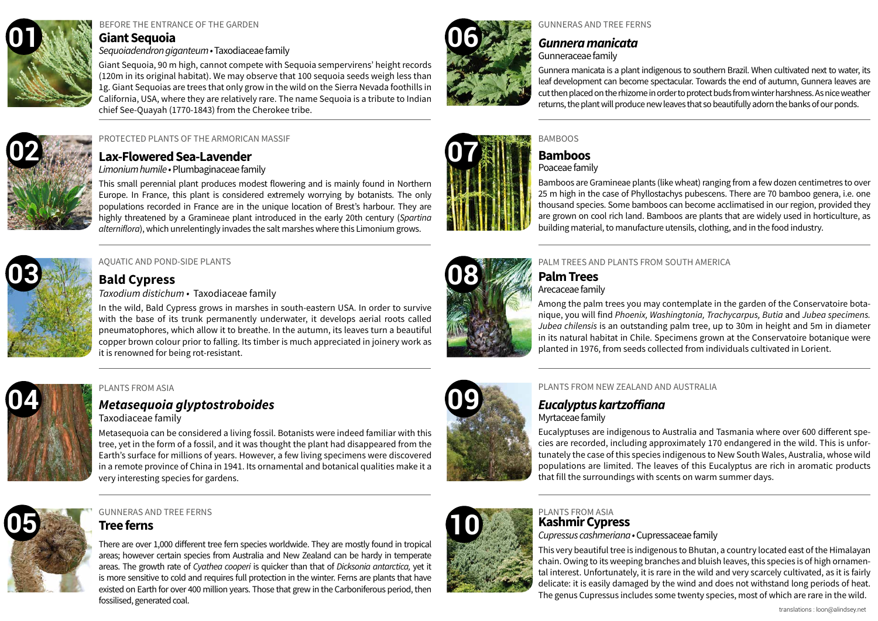## 01

BEFORE THE ENTRANCE OF THE GARDEN

### Giant Sequoia

*Sequoiadendron giganteum* • Taxodiaceae family

Giant Sequoia, 90 m high, cannot compete with Sequoia sempervirens' height records (120m in its original habitat). We may observe that 100 sequoia seeds weigh less than 1g. Giant Sequoias are trees that only grow in the wild on the Sierra Nevada foothills in California, USA, where they are relatively rare. The name Sequoia is a tribute to Indian chief See-Quayah (1770-1843) from the Cherokee tribe.

## 02

PROTECTED PLANTS OF THE ARMORICAN MASSIF

### Lax-Flowered Sea-Lavender

*Limonium humile* • Plumbaginaceae family

This small perennial plant produces modest flowering and is mainly found in Northern Europe. In France, this plant is considered extremely worrying by botanists. The only populations recorded in France are in the unique location of Brest's harbour. They are highly threatened by a Gramineae plant introduced in the early 20th century (*Spartina alterniflora*), which unrelentingly invades the salt marshes where this Limonium grows.

## 03

AQUATIC AND POND-SIDE PLANTS

### Bald Cypress

*Taxodium distichum* • Taxodiaceae family

In the wild, Bald Cypress grows in marshes in south-eastern USA. In order to survive with the base of its trunk permanently underwater, it develops aerial roots called pneumatophores, which allow it to breathe. In the autumn, its leaves turn a beautiful copper brown colour prior to falling. Its timber is much appreciated in joinery work as it is renowned for being rot-resistant.

## 04

PLANTS FROM ASIA

### *Metasequoia glyptostroboides*

Taxodiaceae family

Metasequoia can be considered a living fossil. Botanists were indeed familiar with this tree, yet in the form of a fossil, and it was thought the plant had disappeared from the Earth's surface for millions of years. However, a few living specimens were discovered in a remote province of China in 1941. Its ornamental and botanical qualities make it a very interesting species for gardens.

## 05

GUNNERAS AND TREE FERNS

### Tree ferns

There are over 1,000 different tree fern species worldwide. They are mostly found in tropical areas; however certain species from Australia and New Zealand can be hardy in temperate areas. The growth rate of *Cyathea cooperi* is quicker than that of *Dicksonia antarctica,* yet it is more sensitive to cold and requires full protection in the winter. Ferns are plants that have existed on Earth for over 400 million years. Those that grew in the Carboniferous period, then fossilised, generated coal.

## 06

GUNNERAS AND TREE FERNS

### *Gunnera manicata*

Gunneraceae family

Gunnera manicata is a plant indigenous to southern Brazil. When cultivated next to water, its leaf development can become spectacular. Towards the end of autumn, Gunnera leaves are cut then placed on the rhizome in order to protect buds from winter harshness. As nice weather returns, the plant will produce new leaves that so beautifully adorn the banks of our ponds.

## 07

BAMBOOS

### Bamboos

Poaceae family

Bamboos are Gramineae plants (like wheat) ranging from a few dozen centimetres to over 25 m high in the case of Phyllostachys pubescens. There are 70 bamboo genera, i.e. one thousand species. Some bamboos can become acclimatised in our region, provided they are grown on cool rich land. Bamboos are plants that are widely used in horticulture, as building material, to manufacture utensils, clothing, and in the food industry.

## 08

PALM TREES AND PLANTS FROM SOUTH AMERICA

### Palm Trees

Arecaceae family

Among the palm trees you may contemplate in the garden of the Conservatoire botanique, you will find *Phoenix, Washingtonia, Trachycarpus, Butia* and *Jubea specimens. Jubea chilensis* is an outstanding palm tree, up to 30m in height and 5m in diameter in its natural habitat in Chile. Specimens grown at the Conservatoire botanique were planted in 1976, from seeds collected from individuals cultivated in Lorient.

## 09

PLANTS FROM NEW ZEALAND AND AUSTRALIA

### *Eucalyptus kartzoffiana*

Myrtaceae family

Eucalyptuses are indigenous to Australia and Tasmania where over 600 different species are recorded, including approximately 170 endangered in the wild. This is unfortunately the case of this species indigenous to New South Wales, Australia, whose wild populations are limited. The leaves of this Eucalyptus are rich in aromatic products that fill the surroundings with scents on warm summer days.

## 10

PLANTS FROM ASIA

### Kashmir Cypress

*Cupressus cashmeriana* • Cupressaceae family

This very beautiful tree is indigenous to Bhutan, a country located east of the Himalayan chain. Owing to its weeping branches and bluish leaves, this species is of high ornamental interest. Unfortunately, it is rare in the wild and very scarcely cultivated, as it is fairly delicate: it is easily damaged by the wind and does not withstand long periods of heat. The genus Cupressus includes some twenty species, most of which are rare in the wild.

translations : loon@alindsey.net